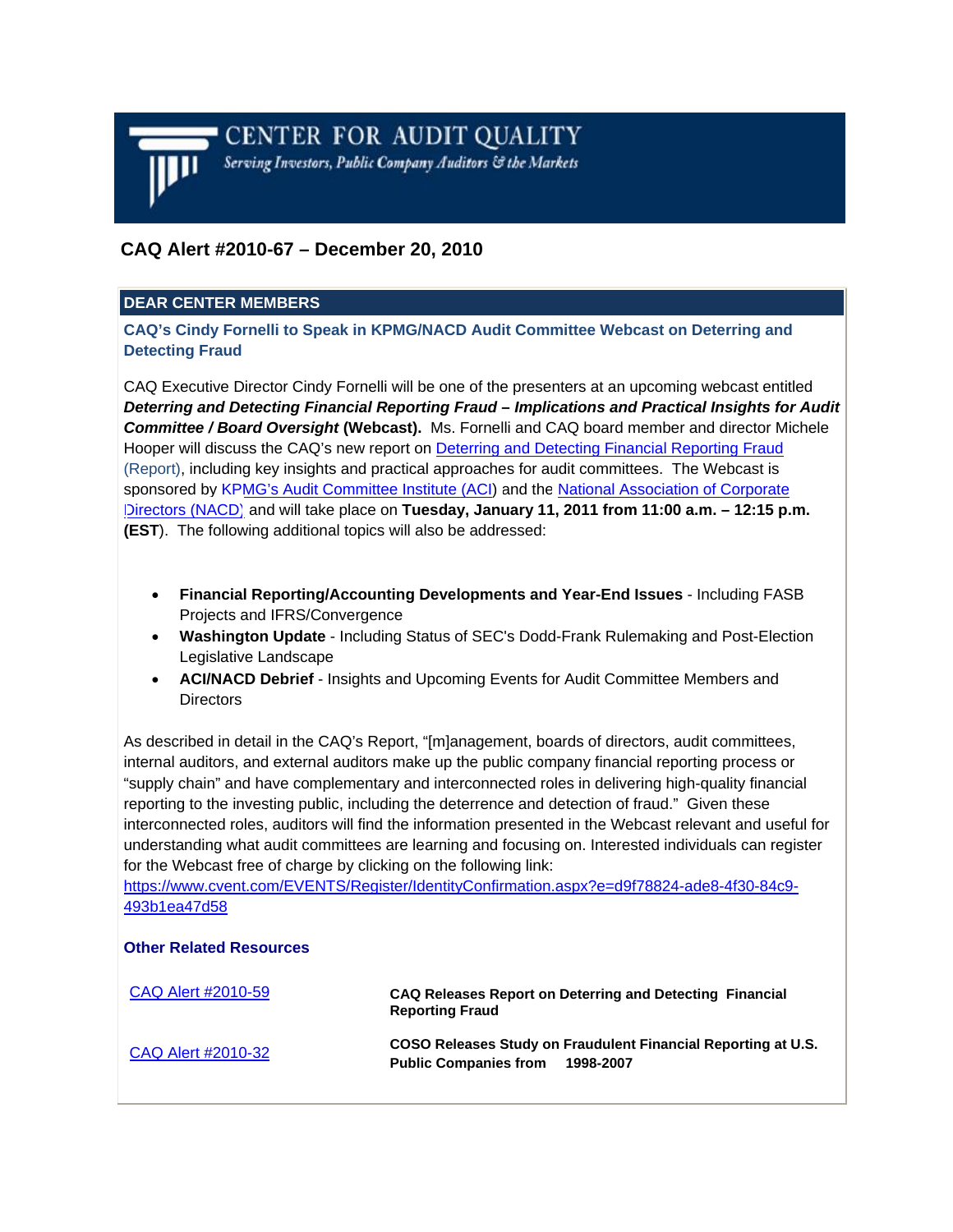# CENTER FOR AUDIT QUALITY

*Serving Investors, Public Company Auditors & the Markets*

## CAQ Alert #2010-67 – December 20, 2010

### DEAR CENTER MEMBERS

### CAQ's Cindy Fornelli to Speak in KPMG/NACD Audit Committee Webcast on Deterring and Detecting Fraud

CAQ Executive Director Cindy Fornelli will be one of the presenters at an upcoming webcast entitled ***Deterring and Detecting Financial Reporting Fraud – Implications and Practical Insights for Audit Committee / Board Oversight*** **(Webcast).** Ms. Fornelli and CAQ board member and director Michele Hooper will discuss the CAQ's new report on Deterring and Detecting Financial Reporting Fraud (Report), including key insights and practical approaches for audit committees. The Webcast is sponsored by KPMG's Audit Committee Institute (ACI) and the National Association of Corporate Directors (NACD) and will take place on **Tuesday, January 11, 2011 from 11:00 a.m. – 12:15 p.m. (EST**). The following additional topics will also be addressed:

- **Financial Reporting/Accounting Developments and Year-End Issues** - Including FASB Projects and IFRS/Convergence
- **Washington Update** - Including Status of SEC's Dodd-Frank Rulemaking and Post-Election Legislative Landscape
- **ACI/NACD Debrief** - Insights and Upcoming Events for Audit Committee Members and Directors

As described in detail in the CAQ's Report, "[m]anagement, boards of directors, audit committees, internal auditors, and external auditors make up the public company financial reporting process or "supply chain" and have complementary and interconnected roles in delivering high-quality financial reporting to the investing public, including the deterrence and detection of fraud." Given these interconnected roles, auditors will find the information presented in the Webcast relevant and useful for understanding what audit committees are learning and focusing on. Interested individuals can register for the Webcast free of charge by clicking on the following link: https://www.cvent.com/EVENTS/Register/IdentityConfirmation.aspx?e=d9f78824-ade8-4f30-84c9-493b1ea47d58

### Other Related Resources

| | |
|---|---|
| CAQ Alert #2010-59 | **CAQ Releases Report on Deterring and Detecting Financial Reporting Fraud** |
| CAQ Alert #2010-32 | **COSO Releases Study on Fraudulent Financial Reporting at U.S. Public Companies from 1998-2007** |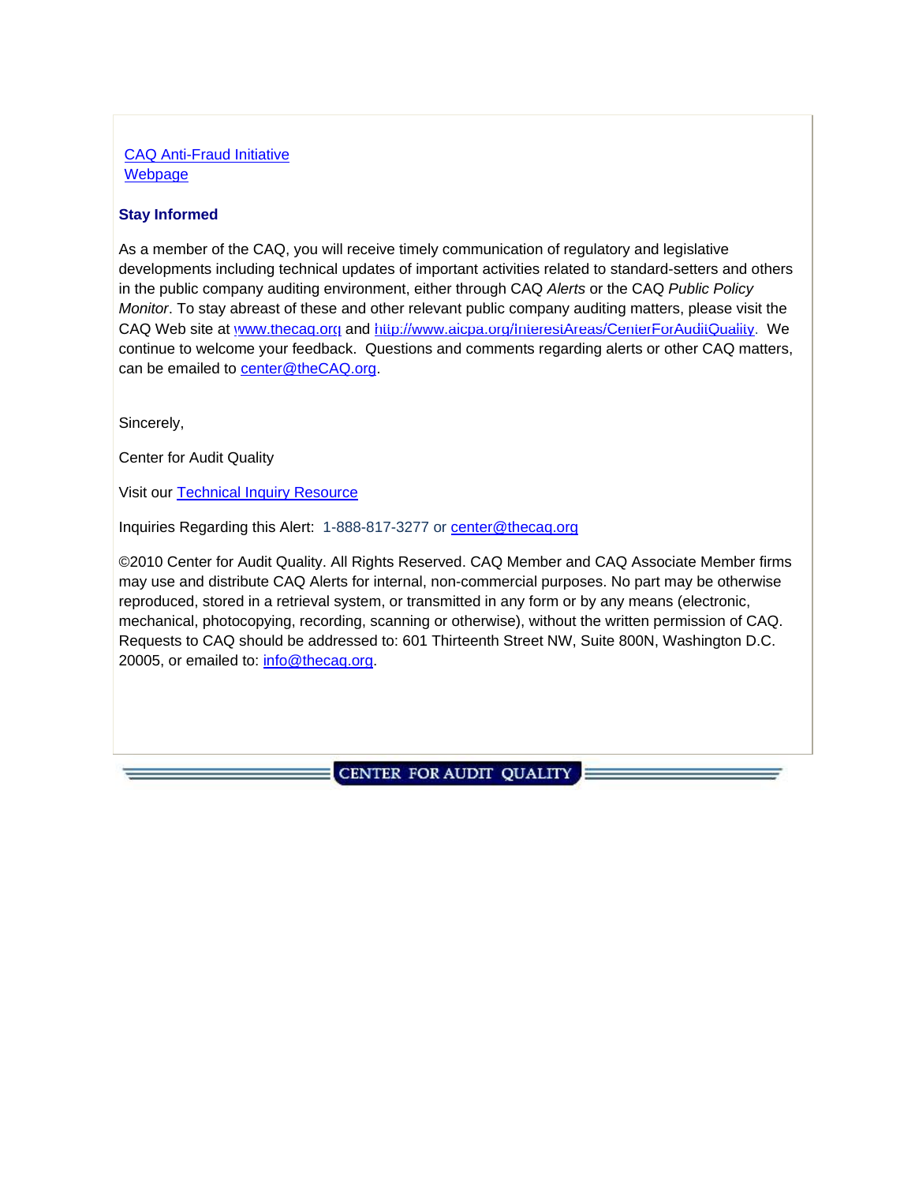CAQ Anti-Fraud Initiative Webpage

**Stay Informed**

As a member of the CAQ, you will receive timely communication of regulatory and legislative developments including technical updates of important activities related to standard-setters and others in the public company auditing environment, either through CAQ *Alerts* or the CAQ *Public Policy Monitor*. To stay abreast of these and other relevant public company auditing matters, please visit the CAQ Web site at www.thecaq.org and http://www.aicpa.org/InterestAreas/CenterForAuditQuality. We continue to welcome your feedback. Questions and comments regarding alerts or other CAQ matters, can be emailed to center@theCAQ.org.

Sincerely,

Center for Audit Quality

Visit our Technical Inquiry Resource

Inquiries Regarding this Alert: 1-888-817-3277 or center@thecaq.org

©2010 Center for Audit Quality. All Rights Reserved. CAQ Member and CAQ Associate Member firms may use and distribute CAQ Alerts for internal, non-commercial purposes. No part may be otherwise reproduced, stored in a retrieval system, or transmitted in any form or by any means (electronic, mechanical, photocopying, recording, scanning or otherwise), without the written permission of CAQ. Requests to CAQ should be addressed to: 601 Thirteenth Street NW, Suite 800N, Washington D.C. 20005, or emailed to: info@thecaq.org.

CENTER FOR AUDIT QUALITY